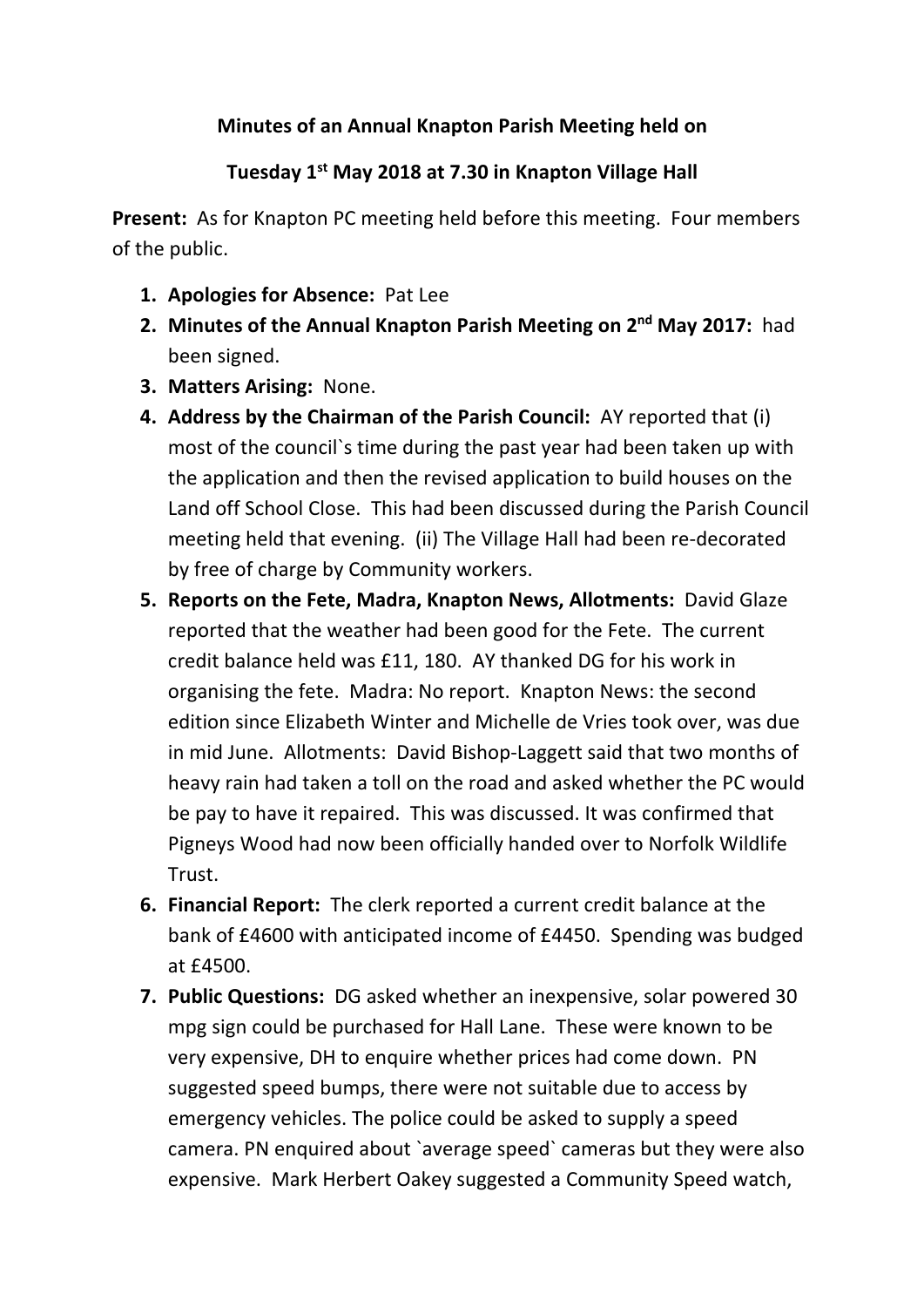**Minutes of an Annual Knapton Parish Meeting held on**

**Tuesday 1st May 2018 at 7.30 in Knapton Village Hall**

**Present:** As for Knapton PC meeting held before this meeting. Four members of the public.

1. **Apologies for Absence:** Pat Lee
2. **Minutes of the Annual Knapton Parish Meeting on 2nd May 2017:** had been signed.
3. **Matters Arising:** None.
4. **Address by the Chairman of the Parish Council:** AY reported that (i) most of the council`s time during the past year had been taken up with the application and then the revised application to build houses on the Land off School Close. This had been discussed during the Parish Council meeting held that evening. (ii) The Village Hall had been re-decorated by free of charge by Community workers.
5. **Reports on the Fete, Madra, Knapton News, Allotments:** David Glaze reported that the weather had been good for the Fete. The current credit balance held was £11, 180. AY thanked DG for his work in organising the fete. Madra: No report. Knapton News: the second edition since Elizabeth Winter and Michelle de Vries took over, was due in mid June. Allotments: David Bishop-Laggett said that two months of heavy rain had taken a toll on the road and asked whether the PC would be pay to have it repaired. This was discussed. It was confirmed that Pigneys Wood had now been officially handed over to Norfolk Wildlife Trust.
6. **Financial Report:** The clerk reported a current credit balance at the bank of £4600 with anticipated income of £4450. Spending was budged at £4500.
7. **Public Questions:** DG asked whether an inexpensive, solar powered 30 mpg sign could be purchased for Hall Lane. These were known to be very expensive, DH to enquire whether prices had come down. PN suggested speed bumps, there were not suitable due to access by emergency vehicles. The police could be asked to supply a speed camera. PN enquired about `average speed` cameras but they were also expensive. Mark Herbert Oakey suggested a Community Speed watch,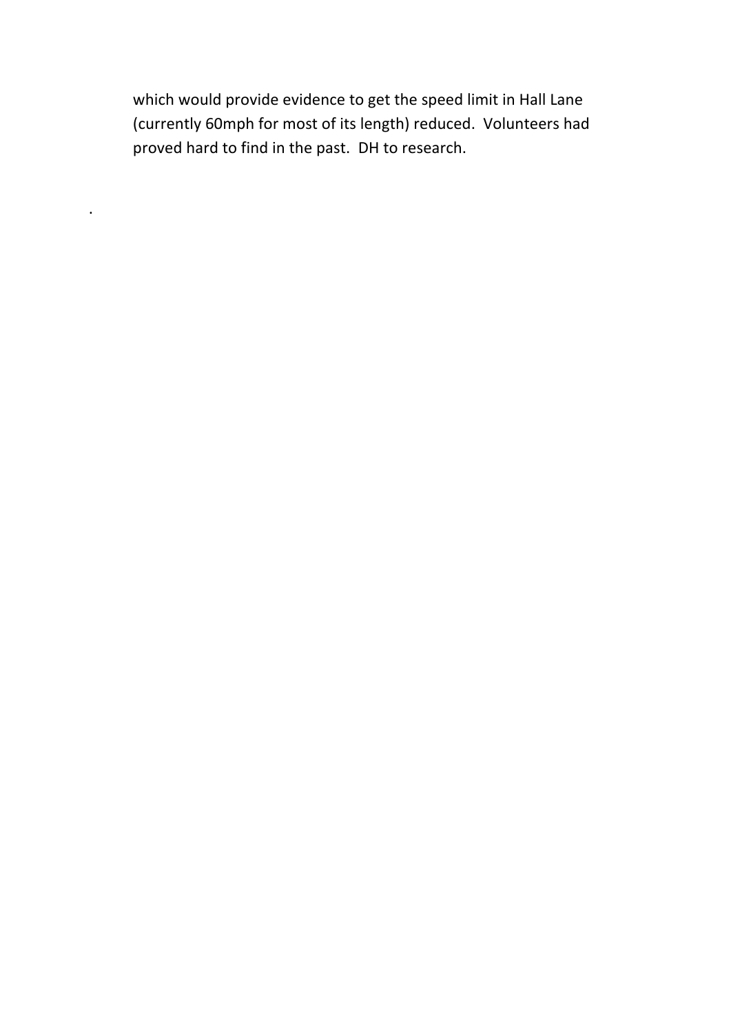which would provide evidence to get the speed limit in Hall Lane (currently 60mph for most of its length) reduced. Volunteers had proved hard to find in the past. DH to research.

.